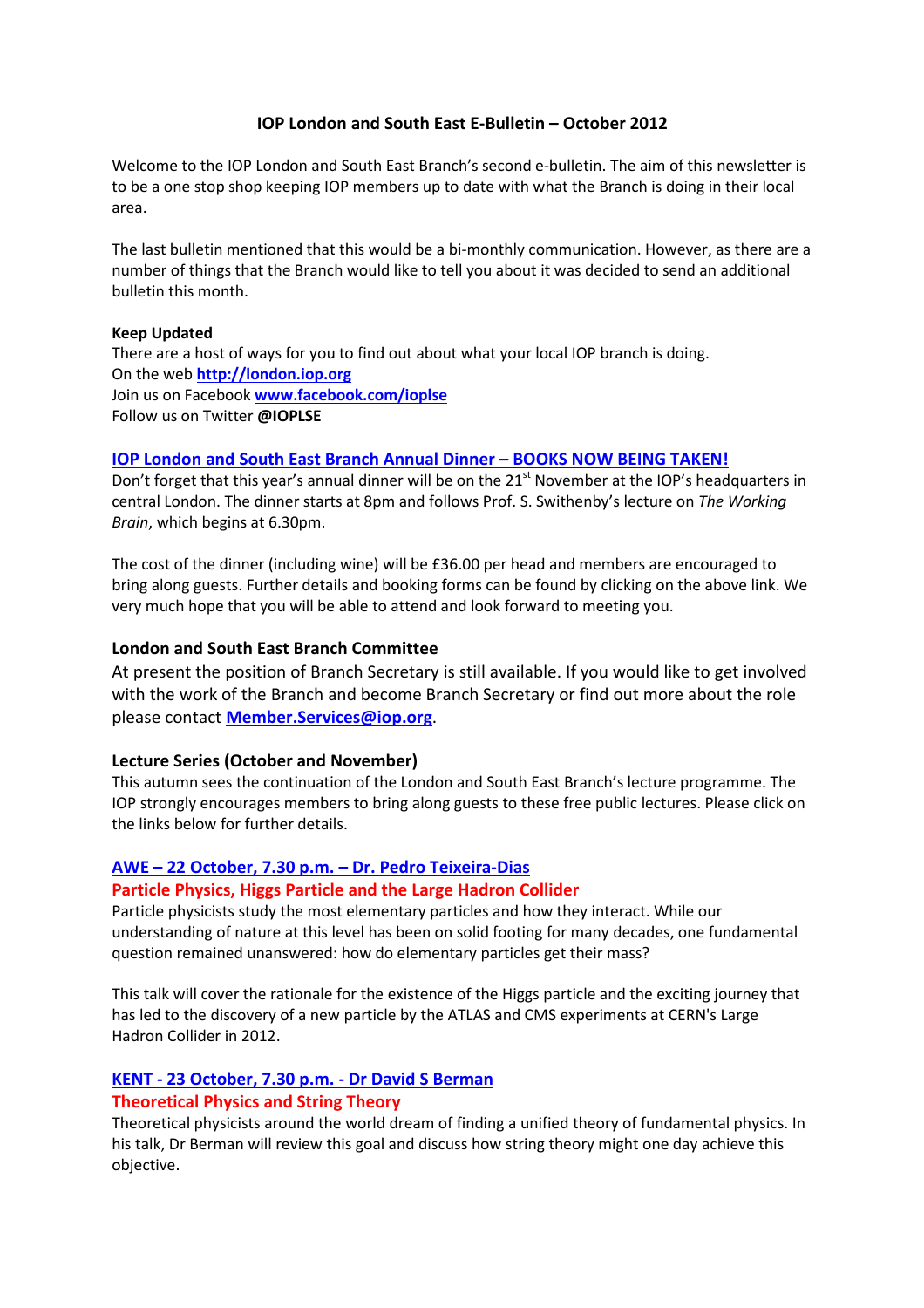# IOP London and South East E-Bulletin – October 2012

Welcome to the IOP London and South East Branch's second e-bulletin. The aim of this newsletter is to be a one stop shop keeping IOP members up to date with what the Branch is doing in their local area.

The last bulletin mentioned that this would be a bi-monthly communication. However, as there are a number of things that the Branch would like to tell you about it was decided to send an additional bulletin this month.

**Keep Updated**

There are a host of ways for you to find out about what your local IOP branch is doing.
On the web **http://london.iop.org**
Join us on Facebook **www.facebook.com/ioplse**
Follow us on Twitter **@IOPLSE**

### IOP London and South East Branch Annual Dinner – BOOKS NOW BEING TAKEN!

Don't forget that this year's annual dinner will be on the 21st November at the IOP's headquarters in central London. The dinner starts at 8pm and follows Prof. S. Swithenby's lecture on *The Working Brain*, which begins at 6.30pm.

The cost of the dinner (including wine) will be £36.00 per head and members are encouraged to bring along guests. Further details and booking forms can be found by clicking on the above link. We very much hope that you will be able to attend and look forward to meeting you.

### London and South East Branch Committee

At present the position of Branch Secretary is still available. If you would like to get involved with the work of the Branch and become Branch Secretary or find out more about the role please contact **Member.Services@iop.org**.

### Lecture Series (October and November)

This autumn sees the continuation of the London and South East Branch's lecture programme. The IOP strongly encourages members to bring along guests to these free public lectures. Please click on the links below for further details.

#### AWE – 22 October, 7.30 p.m. – Dr. Pedro Teixeira-Dias

**Particle Physics, Higgs Particle and the Large Hadron Collider**

Particle physicists study the most elementary particles and how they interact. While our understanding of nature at this level has been on solid footing for many decades, one fundamental question remained unanswered: how do elementary particles get their mass?

This talk will cover the rationale for the existence of the Higgs particle and the exciting journey that has led to the discovery of a new particle by the ATLAS and CMS experiments at CERN's Large Hadron Collider in 2012.

#### KENT - 23 October, 7.30 p.m. - Dr David S Berman

**Theoretical Physics and String Theory**

Theoretical physicists around the world dream of finding a unified theory of fundamental physics. In his talk, Dr Berman will review this goal and discuss how string theory might one day achieve this objective.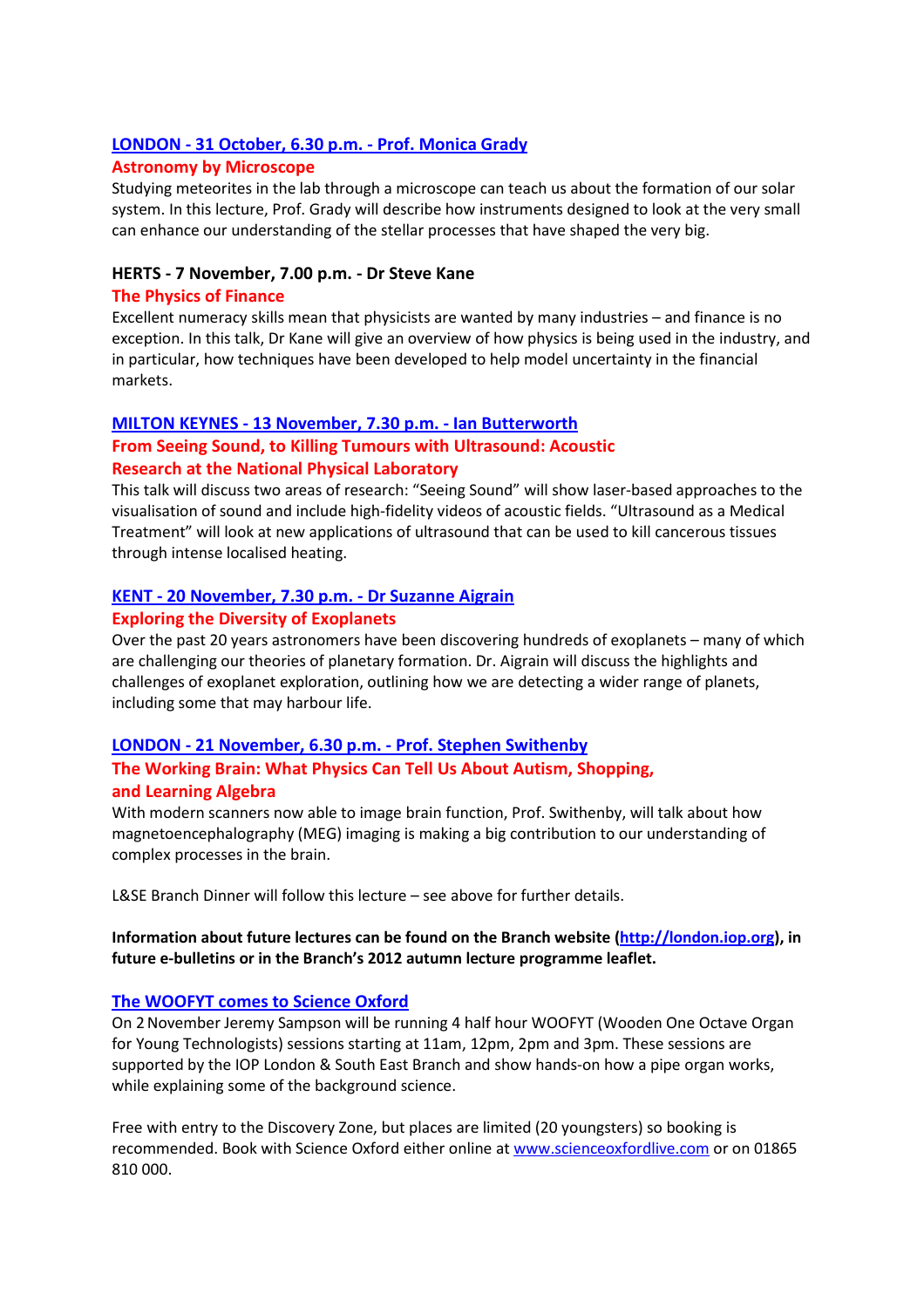**LONDON - 31 October, 6.30 p.m. - Prof. Monica Grady**

**Astronomy by Microscope**

Studying meteorites in the lab through a microscope can teach us about the formation of our solar system. In this lecture, Prof. Grady will describe how instruments designed to look at the very small can enhance our understanding of the stellar processes that have shaped the very big.

**HERTS - 7 November, 7.00 p.m. - Dr Steve Kane**

**The Physics of Finance**

Excellent numeracy skills mean that physicists are wanted by many industries – and finance is no exception. In this talk, Dr Kane will give an overview of how physics is being used in the industry, and in particular, how techniques have been developed to help model uncertainty in the financial markets.

**MILTON KEYNES - 13 November, 7.30 p.m. - Ian Butterworth**

**From Seeing Sound, to Killing Tumours with Ultrasound: Acoustic Research at the National Physical Laboratory**

This talk will discuss two areas of research: "Seeing Sound" will show laser-based approaches to the visualisation of sound and include high-fidelity videos of acoustic fields. "Ultrasound as a Medical Treatment" will look at new applications of ultrasound that can be used to kill cancerous tissues through intense localised heating.

**KENT - 20 November, 7.30 p.m. - Dr Suzanne Aigrain**

**Exploring the Diversity of Exoplanets**

Over the past 20 years astronomers have been discovering hundreds of exoplanets – many of which are challenging our theories of planetary formation. Dr. Aigrain will discuss the highlights and challenges of exoplanet exploration, outlining how we are detecting a wider range of planets, including some that may harbour life.

**LONDON - 21 November, 6.30 p.m. - Prof. Stephen Swithenby**

**The Working Brain: What Physics Can Tell Us About Autism, Shopping, and Learning Algebra**

With modern scanners now able to image brain function, Prof. Swithenby, will talk about how magnetoencephalography (MEG) imaging is making a big contribution to our understanding of complex processes in the brain.

L&SE Branch Dinner will follow this lecture – see above for further details.

**Information about future lectures can be found on the Branch website (http://london.iop.org), in future e-bulletins or in the Branch's 2012 autumn lecture programme leaflet.**

**The WOOFYT comes to Science Oxford**

On 2 November Jeremy Sampson will be running 4 half hour WOOFYT (Wooden One Octave Organ for Young Technologists) sessions starting at 11am, 12pm, 2pm and 3pm. These sessions are supported by the IOP London & South East Branch and show hands-on how a pipe organ works, while explaining some of the background science.

Free with entry to the Discovery Zone, but places are limited (20 youngsters) so booking is recommended. Book with Science Oxford either online at www.scienceoxfordlive.com or on 01865 810 000.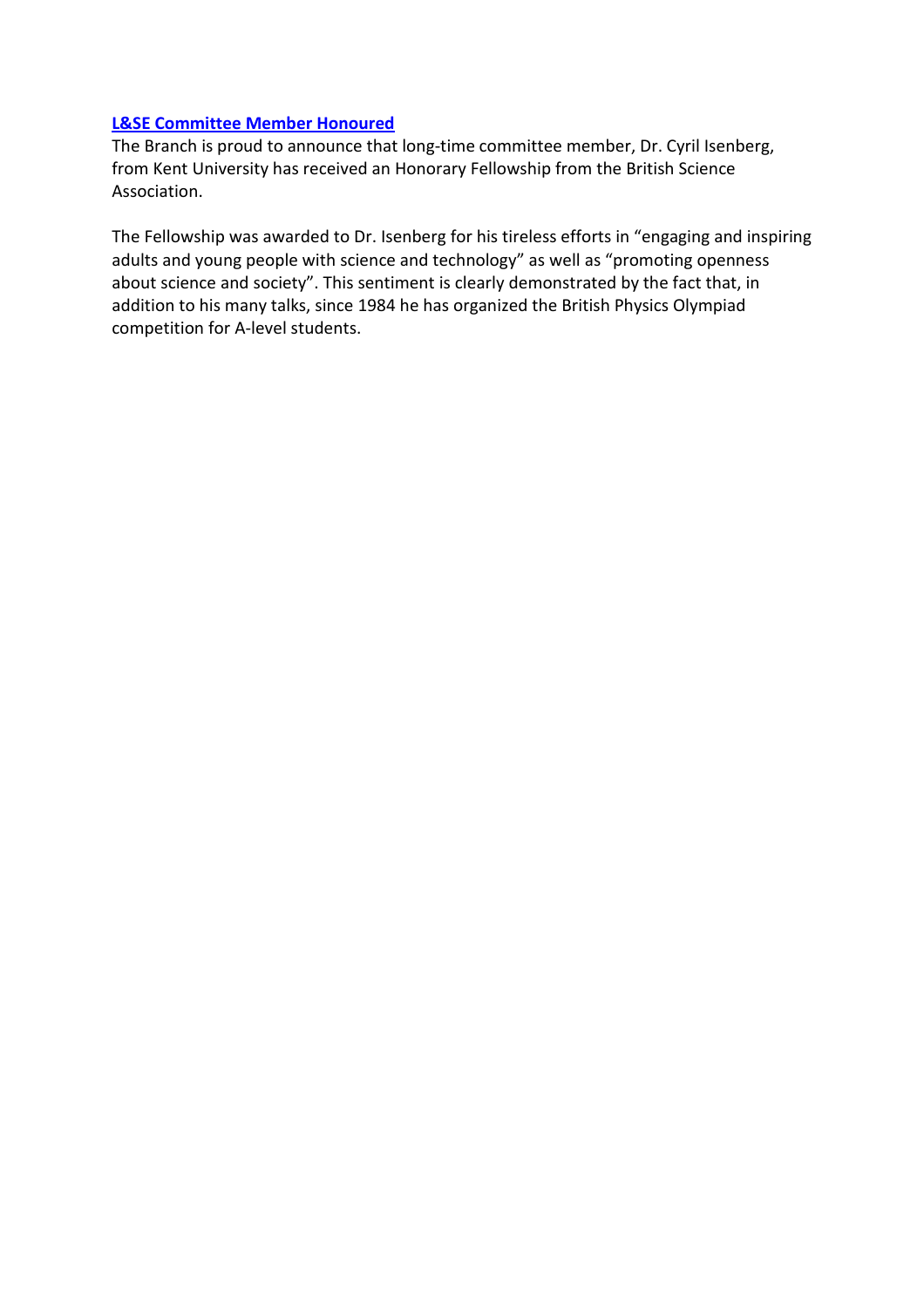**L&SE Committee Member Honoured**

The Branch is proud to announce that long-time committee member, Dr. Cyril Isenberg, from Kent University has received an Honorary Fellowship from the British Science Association.

The Fellowship was awarded to Dr. Isenberg for his tireless efforts in "engaging and inspiring adults and young people with science and technology" as well as "promoting openness about science and society". This sentiment is clearly demonstrated by the fact that, in addition to his many talks, since 1984 he has organized the British Physics Olympiad competition for A-level students.